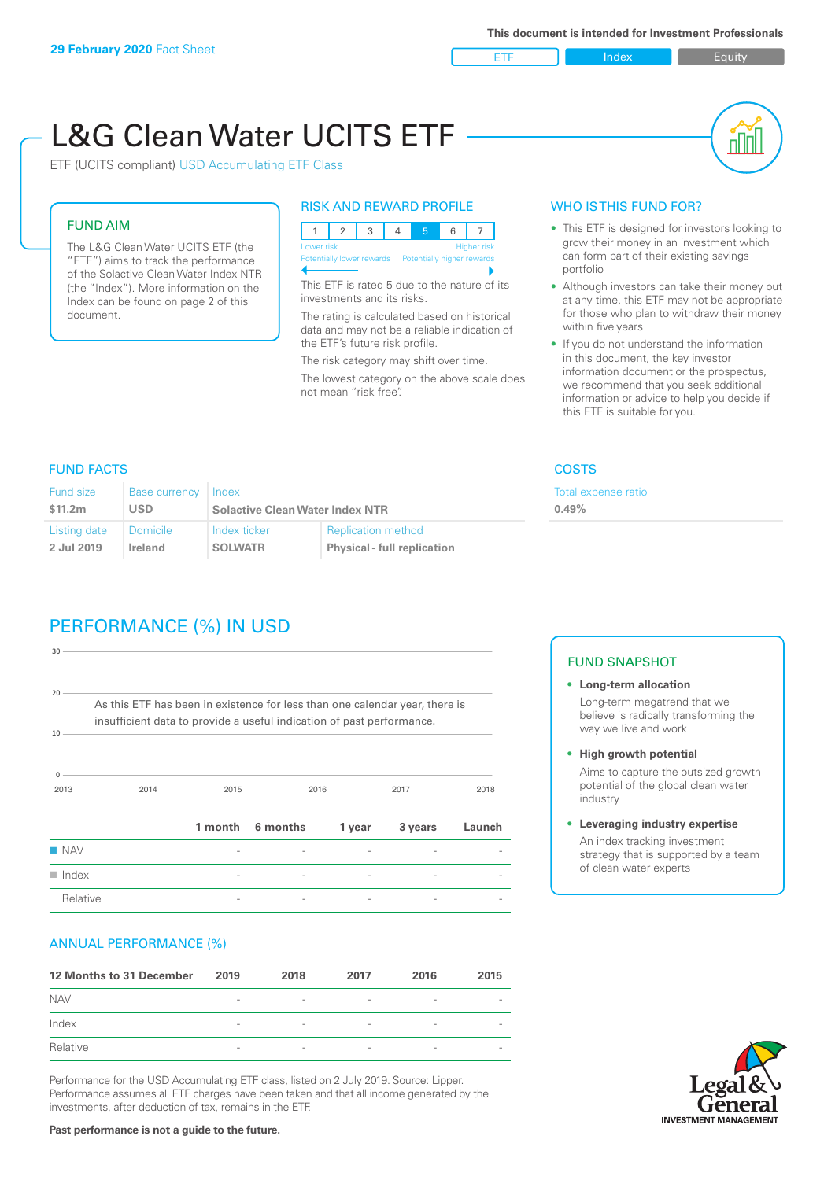**29 February 2020** Fact Sheet

This document is intended for Investment Professionals

ETF | Index | Equity

# L&G Clean Water UCITS ETF

ETF (UCITS compliant) USD Accumulating ETF Class

## FUND AIM

The L&G Clean Water UCITS ETF (the "ETF") aims to track the performance of the Solactive Clean Water Index NTR (the "Index"). More information on the Index can be found on page 2 of this document.

## RISK AND REWARD PROFILE

| 1 | 2 | 3 | 4 | **5** | 6 | 7 |
|---|---|---|---|---|---|---|

Lower risk — Higher risk
Potentially lower rewards — Potentially higher rewards

This ETF is rated 5 due to the nature of its investments and its risks.

The rating is calculated based on historical data and may not be a reliable indication of the ETF's future risk profile.

The risk category may shift over time.

The lowest category on the above scale does not mean "risk free".

## WHO IS THIS FUND FOR?

- This ETF is designed for investors looking to grow their money in an investment which can form part of their existing savings portfolio
- Although investors can take their money out at any time, this ETF may not be appropriate for those who plan to withdraw their money within five years
- If you do not understand the information in this document, the key investor information document or the prospectus, we recommend that you seek additional information or advice to help you decide if this ETF is suitable for you.

## FUND FACTS

| Fund size | Base currency | Index | |
|---|---|---|---|
| **$11.2m** | **USD** | **Solactive Clean Water Index NTR** | |
| **Listing date** | **Domicile** | **Index ticker** | **Replication method** |
| **2 Jul 2019** | **Ireland** | **SOLWATR** | **Physical - full replication** |

## COSTS

Total expense ratio
**0.49%**

## PERFORMANCE (%) IN USD

As this ETF has been in existence for less than one calendar year, there is insufficient data to provide a useful indication of past performance.

| | 1 month | 6 months | 1 year | 3 years | Launch |
|---|---|---|---|---|---|
| NAV | - | - | - | - | - |
| Index | - | - | - | - | - |
| Relative | - | - | - | - | - |

## FUND SNAPSHOT

- **Long-term allocation**
  Long-term megatrend that we believe is radically transforming the way we live and work
- **High growth potential**
  Aims to capture the outsized growth potential of the global clean water industry
- **Leveraging industry expertise**
  An index tracking investment strategy that is supported by a team of clean water experts

## ANNUAL PERFORMANCE (%)

| 12 Months to 31 December | 2019 | 2018 | 2017 | 2016 | 2015 |
|---|---|---|---|---|---|
| NAV | - | - | - | - | - |
| Index | - | - | - | - | - |
| Relative | - | - | - | - | - |

Performance for the USD Accumulating ETF class, listed on 2 July 2019. Source: Lipper. Performance assumes all ETF charges have been taken and that all income generated by the investments, after deduction of tax, remains in the ETF.

**Past performance is not a guide to the future.**

Legal & General INVESTMENT MANAGEMENT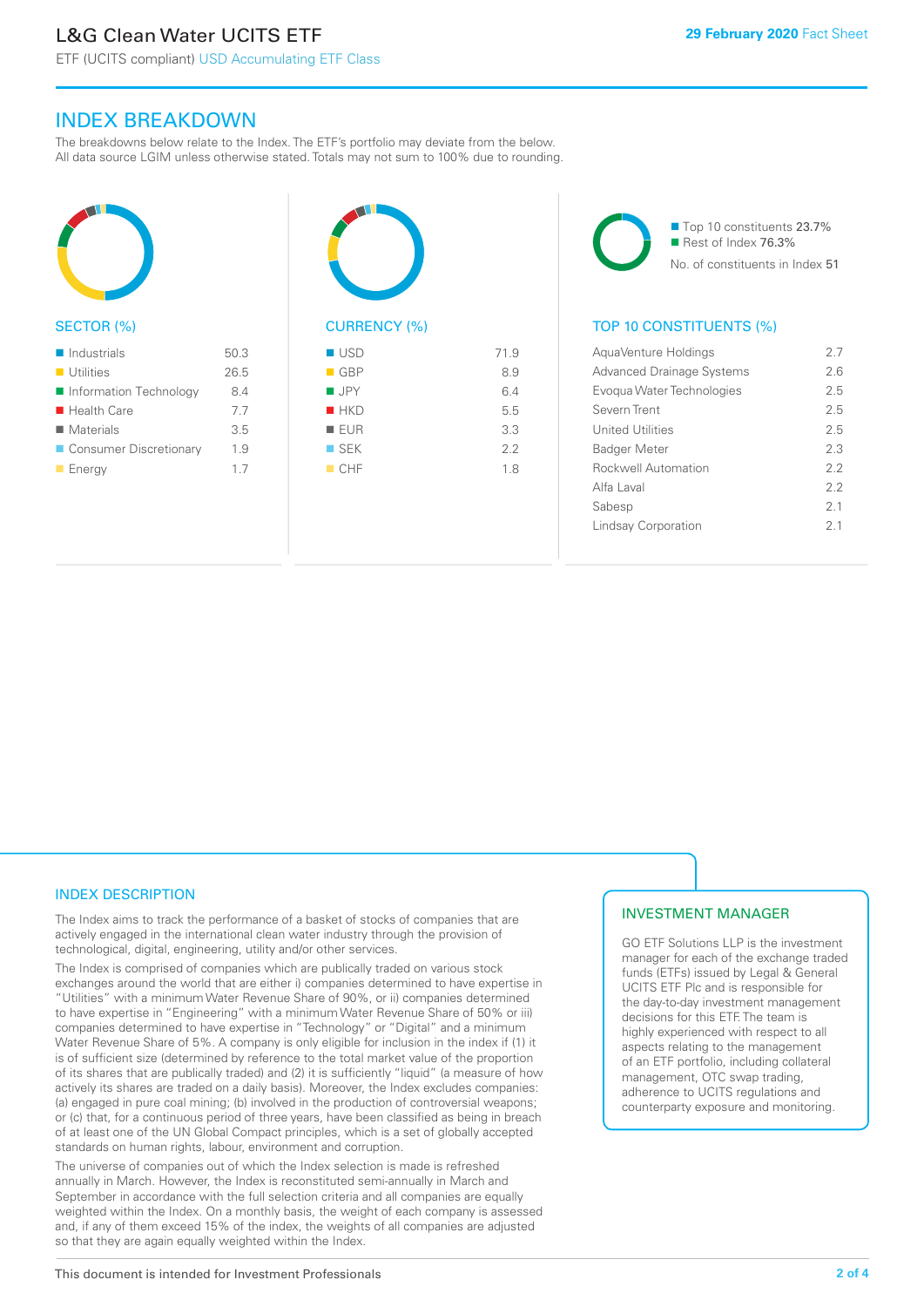# L&G Clean Water UCITS ETF

ETF (UCITS compliant) USD Accumulating ETF Class

29 February 2020 Fact Sheet

## INDEX BREAKDOWN

The breakdowns below relate to the Index. The ETF's portfolio may deviate from the below. All data source LGIM unless otherwise stated. Totals may not sum to 100% due to rounding.

### SECTOR (%)

| Sector | % |
|---|---|
| Industrials | 50.3 |
| Utilities | 26.5 |
| Information Technology | 8.4 |
| Health Care | 7.7 |
| Materials | 3.5 |
| Consumer Discretionary | 1.9 |
| Energy | 1.7 |

### CURRENCY (%)

| Currency | % |
|---|---|
| USD | 71.9 |
| GBP | 8.9 |
| JPY | 6.4 |
| HKD | 5.5 |
| EUR | 3.3 |
| SEK | 2.2 |
| CHF | 1.8 |

Top 10 constituents 23.7%
Rest of Index 76.3%
No. of constituents in Index 51

### TOP 10 CONSTITUENTS (%)

| Constituent | % |
|---|---|
| AquaVenture Holdings | 2.7 |
| Advanced Drainage Systems | 2.6 |
| Evoqua Water Technologies | 2.5 |
| Severn Trent | 2.5 |
| United Utilities | 2.5 |
| Badger Meter | 2.3 |
| Rockwell Automation | 2.2 |
| Alfa Laval | 2.2 |
| Sabesp | 2.1 |
| Lindsay Corporation | 2.1 |

## INDEX DESCRIPTION

The Index aims to track the performance of a basket of stocks of companies that are actively engaged in the international clean water industry through the provision of technological, digital, engineering, utility and/or other services.

The Index is comprised of companies which are publically traded on various stock exchanges around the world that are either i) companies determined to have expertise in "Utilities" with a minimum Water Revenue Share of 90%, or ii) companies determined to have expertise in "Engineering" with a minimum Water Revenue Share of 50% or iii) companies determined to have expertise in "Technology" or "Digital" and a minimum Water Revenue Share of 5%. A company is only eligible for inclusion in the index if (1) it is of sufficient size (determined by reference to the total market value of the proportion of its shares that are publically traded) and (2) it is sufficiently "liquid" (a measure of how actively its shares are traded on a daily basis). Moreover, the Index excludes companies: (a) engaged in pure coal mining; (b) involved in the production of controversial weapons; or (c) that, for a continuous period of three years, have been classified as being in breach of at least one of the UN Global Compact principles, which is a set of globally accepted standards on human rights, labour, environment and corruption.

The universe of companies out of which the Index selection is made is refreshed annually in March. However, the Index is reconstituted semi-annually in March and September in accordance with the full selection criteria and all companies are equally weighted within the Index. On a monthly basis, the weight of each company is assessed and, if any of them exceed 15% of the index, the weights of all companies are adjusted so that they are again equally weighted within the Index.

## INVESTMENT MANAGER

GO ETF Solutions LLP is the investment manager for each of the exchange traded funds (ETFs) issued by Legal & General UCITS ETF Plc and is responsible for the day-to-day investment management decisions for this ETF. The team is highly experienced with respect to all aspects relating to the management of an ETF portfolio, including collateral management, OTC swap trading, adherence to UCITS regulations and counterparty exposure and monitoring.

This document is intended for Investment Professionals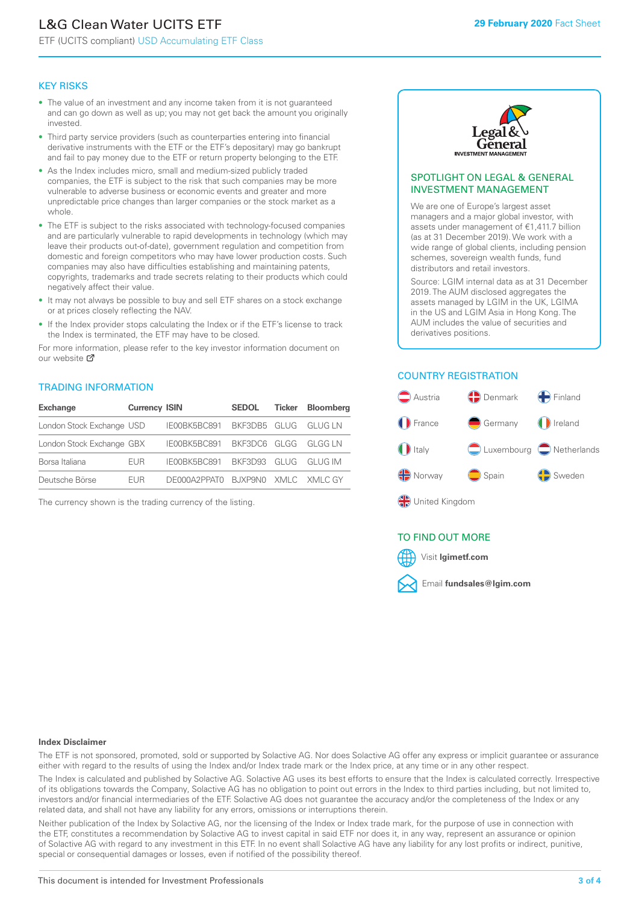## KEY RISKS

- The value of an investment and any income taken from it is not guaranteed and can go down as well as up; you may not get back the amount you originally invested.
- Third party service providers (such as counterparties entering into financial derivative instruments with the ETF or the ETF's depositary) may go bankrupt and fail to pay money due to the ETF or return property belonging to the ETF.
- As the Index includes micro, small and medium-sized publicly traded companies, the ETF is subject to the risk that such companies may be more vulnerable to adverse business or economic events and greater and more unpredictable price changes than larger companies or the stock market as a whole.
- The ETF is subject to the risks associated with technology-focused companies and are particularly vulnerable to rapid developments in technology (which may leave their products out-of-date), government regulation and competition from domestic and foreign competitors who may have lower production costs. Such companies may also have difficulties establishing and maintaining patents, copyrights, trademarks and trade secrets relating to their products which could negatively affect their value.
- It may not always be possible to buy and sell ETF shares on a stock exchange or at prices closely reflecting the NAV.
- If the Index provider stops calculating the Index or if the ETF's license to track the Index is terminated, the ETF may have to be closed.

For more information, please refer to the key investor information document on our website

## TRADING INFORMATION

| Exchange | Currency | ISIN | SEDOL | Ticker | Bloomberg |
|---|---|---|---|---|---|
| London Stock Exchange | USD | IE00BK5BC891 | BKF3DB5 | GLUG | GLUG LN |
| London Stock Exchange | GBX | IE00BK5BC891 | BKF3DC6 | GLGG | GLGG LN |
| Borsa Italiana | EUR | IE00BK5BC891 | BKF3D93 | GLUG | GLUG IM |
| Deutsche Börse | EUR | DE000A2PPAT0 | BJXP9N0 | XMLC | XMLC GY |

The currency shown is the trading currency of the listing.

## SPOTLIGHT ON LEGAL & GENERAL INVESTMENT MANAGEMENT

We are one of Europe's largest asset managers and a major global investor, with assets under management of €1,411.7 billion (as at 31 December 2019). We work with a wide range of global clients, including pension schemes, sovereign wealth funds, fund distributors and retail investors.

Source: LGIM internal data as at 31 December 2019. The AUM disclosed aggregates the assets managed by LGIM in the UK, LGIMA in the US and LGIM Asia in Hong Kong. The AUM includes the value of securities and derivatives positions.

## COUNTRY REGISTRATION

- Austria
- Denmark
- Finland
- France
- Germany
- Ireland
- Italy
- Luxembourg
- Netherlands
- Norway
- Spain
- Sweden
- United Kingdom

## TO FIND OUT MORE

Visit **lgimetf.com**

Email **fundsales@lgim.com**

**Index Disclaimer**

The ETF is not sponsored, promoted, sold or supported by Solactive AG. Nor does Solactive AG offer any express or implicit guarantee or assurance either with regard to the results of using the Index and/or Index trade mark or the Index price, at any time or in any other respect.

The Index is calculated and published by Solactive AG. Solactive AG uses its best efforts to ensure that the Index is calculated correctly. Irrespective of its obligations towards the Company, Solactive AG has no obligation to point out errors in the Index to third parties including, but not limited to, investors and/or financial intermediaries of the ETF. Solactive AG does not guarantee the accuracy and/or the completeness of the Index or any related data, and shall not have any liability for any errors, omissions or interruptions therein.

Neither publication of the Index by Solactive AG, nor the licensing of the Index or Index trade mark, for the purpose of use in connection with the ETF, constitutes a recommendation by Solactive AG to invest capital in said ETF nor does it, in any way, represent an assurance or opinion of Solactive AG with regard to any investment in this ETF. In no event shall Solactive AG have any liability for any lost profits or indirect, punitive, special or consequential damages or losses, even if notified of the possibility thereof.

This document is intended for Investment Professionals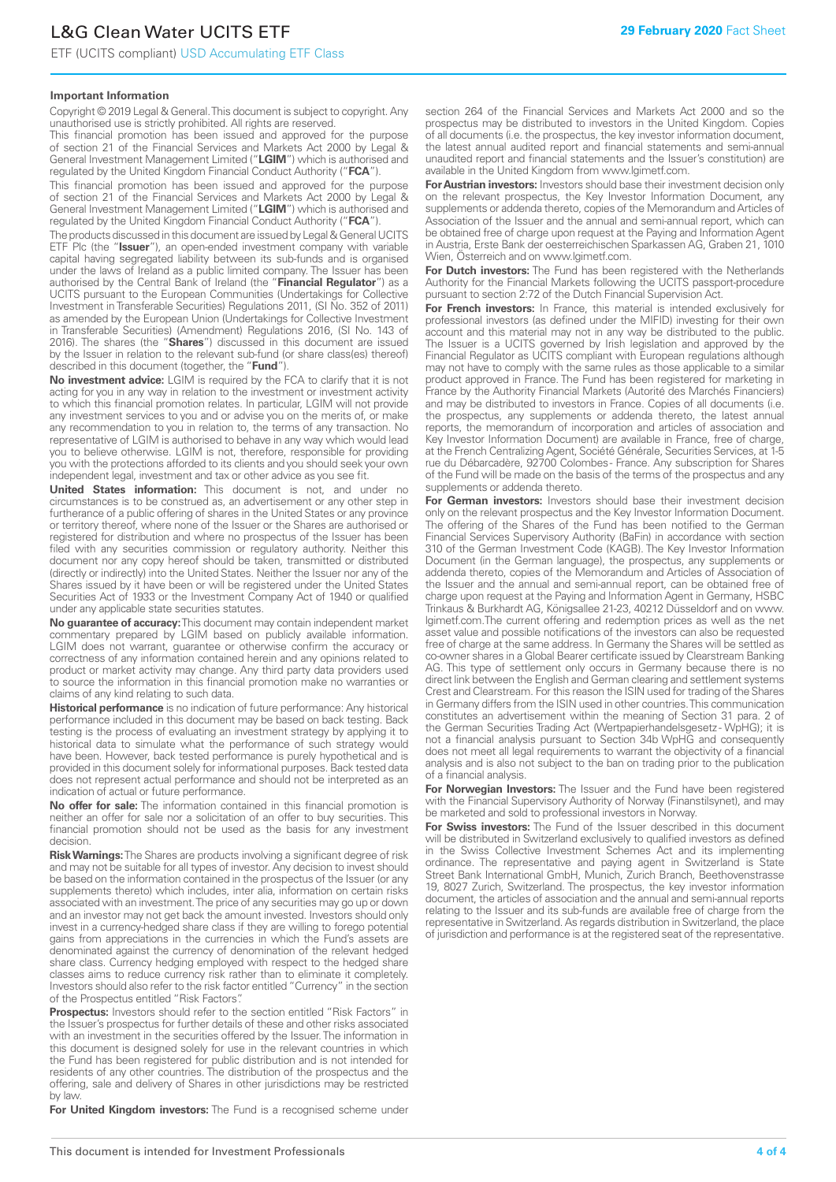## Important Information

Copyright © 2019 Legal & General. This document is subject to copyright. Any unauthorised use is strictly prohibited. All rights are reserved.

This financial promotion has been issued and approved for the purpose of section 21 of the Financial Services and Markets Act 2000 by Legal & General Investment Management Limited ("**LGIM**") which is authorised and regulated by the United Kingdom Financial Conduct Authority ("**FCA**").

This financial promotion has been issued and approved for the purpose of section 21 of the Financial Services and Markets Act 2000 by Legal & General Investment Management Limited ("**LGIM**") which is authorised and regulated by the United Kingdom Financial Conduct Authority ("**FCA**").

The products discussed in this document are issued by Legal & General UCITS ETF Plc (the "**Issuer**"), an open-ended investment company with variable capital having segregated liability between its sub-funds and is organised under the laws of Ireland as a public limited company. The Issuer has been authorised by the Central Bank of Ireland (the "**Financial Regulator**") as a UCITS pursuant to the European Communities (Undertakings for Collective Investment in Transferable Securities) Regulations 2011, (SI No. 352 of 2011) as amended by the European Union (Undertakings for Collective Investment in Transferable Securities) (Amendment) Regulations 2016, (SI No. 143 of 2016). The shares (the "**Shares**") discussed in this document are issued by the Issuer in relation to the relevant sub-fund (or share class(es) thereof) described in this document (together, the "**Fund**").

**No investment advice:** LGIM is required by the FCA to clarify that it is not acting for you in any way in relation to the investment or investment activity to which this financial promotion relates. In particular, LGIM will not provide any investment services to you and or advise you on the merits of, or make any recommendation to you in relation to, the terms of any transaction. No representative of LGIM is authorised to behave in any way which would lead you to believe otherwise. LGIM is not, therefore, responsible for providing you with the protections afforded to its clients and you should seek your own independent legal, investment and tax or other advice as you see fit.

**United States information:** This document is not, and under no circumstances is to be construed as, an advertisement or any other step in furtherance of a public offering of shares in the United States or any province or territory thereof, where none of the Issuer or the Shares are authorised or registered for distribution and where no prospectus of the Issuer has been filed with any securities commission or regulatory authority. Neither this document nor any copy hereof should be taken, transmitted or distributed (directly or indirectly) into the United States. Neither the Issuer nor any of the Shares issued by it have been or will be registered under the United States Securities Act of 1933 or the Investment Company Act of 1940 or qualified under any applicable state securities statutes.

**No guarantee of accuracy:** This document may contain independent market commentary prepared by LGIM based on publicly available information. LGIM does not warrant, guarantee or otherwise confirm the accuracy or correctness of any information contained herein and any opinions related to product or market activity may change. Any third party data providers used to source the information in this financial promotion make no warranties or claims of any kind relating to such data.

**Historical performance** is no indication of future performance: Any historical performance included in this document may be based on back testing. Back testing is the process of evaluating an investment strategy by applying it to historical data to simulate what the performance of such strategy would have been. However, back tested performance is purely hypothetical and is provided in this document solely for informational purposes. Back tested data does not represent actual performance and should not be interpreted as an indication of actual or future performance.

**No offer for sale:** The information contained in this financial promotion is neither an offer for sale nor a solicitation of an offer to buy securities. This financial promotion should not be used as the basis for any investment decision.

**Risk Warnings:** The Shares are products involving a significant degree of risk and may not be suitable for all types of investor. Any decision to invest should be based on the information contained in the prospectus of the Issuer (or any supplements thereto) which includes, inter alia, information on certain risks associated with an investment. The price of any securities may go up or down and an investor may not get back the amount invested. Investors should only invest in a currency-hedged share class if they are willing to forego potential gains from appreciations in the currencies in which the Fund's assets are denominated against the currency of denomination of the relevant hedged share class. Currency hedging employed with respect to the hedged share classes aims to reduce currency risk rather than to eliminate it completely. Investors should also refer to the risk factor entitled "Currency" in the section of the Prospectus entitled "Risk Factors".

**Prospectus:** Investors should refer to the section entitled "Risk Factors" in the Issuer's prospectus for further details of these and other risks associated with an investment in the securities offered by the Issuer. The information in this document is designed solely for use in the relevant countries in which the Fund has been registered for public distribution and is not intended for residents of any other countries. The distribution of the prospectus and the offering, sale and delivery of Shares in other jurisdictions may be restricted by law.

**For United Kingdom investors:** The Fund is a recognised scheme under section 264 of the Financial Services and Markets Act 2000 and so the prospectus may be distributed to investors in the United Kingdom. Copies of all documents (i.e. the prospectus, the key investor information document, the latest annual audited report and financial statements and semi-annual unaudited report and financial statements and the Issuer's constitution) are available in the United Kingdom from www.lgimetf.com.

**For Austrian investors:** Investors should base their investment decision only on the relevant prospectus, the Key Investor Information Document, any supplements or addenda thereto, copies of the Memorandum and Articles of Association of the Issuer and the annual and semi-annual report, which can be obtained free of charge upon request at the Paying and Information Agent in Austria, Erste Bank der oesterreichischen Sparkassen AG, Graben 21, 1010 Wien, Österreich and on www.lgimetf.com.

**For Dutch investors:** The Fund has been registered with the Netherlands Authority for the Financial Markets following the UCITS passport-procedure pursuant to section 2:72 of the Dutch Financial Supervision Act.

**For French investors:** In France, this material is intended exclusively for professional investors (as defined under the MIFID) investing for their own account and this material may not in any way be distributed to the public. The Issuer is a UCITS governed by Irish legislation and approved by the Financial Regulator as UCITS compliant with European regulations although may not have to comply with the same rules as those applicable to a similar product approved in France. The Fund has been registered for marketing in France by the Authority Financial Markets (Autorité des Marchés Financiers) and may be distributed to investors in France. Copies of all documents (i.e. the prospectus, any supplements or addenda thereto, the latest annual reports, the memorandum of incorporation and articles of association and Key Investor Information Document) are available in France, free of charge, at the French Centralizing Agent, Société Générale, Securities Services, at 1-5 rue du Débarcadère, 92700 Colombes - France. Any subscription for Shares of the Fund will be made on the basis of the terms of the prospectus and any supplements or addenda thereto.

**For German investors:** Investors should base their investment decision only on the relevant prospectus and the Key Investor Information Document. The offering of the Shares of the Fund has been notified to the German Financial Services Supervisory Authority (BaFin) in accordance with section 310 of the German Investment Code (KAGB). The Key Investor Information Document (in the German language), the prospectus, any supplements or addenda thereto, copies of the Memorandum and Articles of Association of the Issuer and the annual and semi-annual report, can be obtained free of charge upon request at the Paying and Information Agent in Germany, HSBC Trinkaus & Burkhardt AG, Königsallee 21-23, 40212 Düsseldorf and on www.lgimetf.com. The current offering and redemption prices as well as the net asset value and possible notifications of the investors can also be requested free of charge at the same address. In Germany the Shares will be settled as co-owner shares in a Global Bearer certificate issued by Clearstream Banking AG. This type of settlement only occurs in Germany because there is no direct link between the English and German clearing and settlement systems Crest and Clearstream. For this reason the ISIN used for trading of the Shares in Germany differs from the ISIN used in other countries. This communication constitutes an advertisement within the meaning of Section 31 para. 2 of the German Securities Trading Act (Wertpapierhandelsgesetz - WpHG); it is not a financial analysis pursuant to Section 34b WpHG and consequently does not meet all legal requirements to warrant the objectivity of a financial analysis and is also not subject to the ban on trading prior to the publication of a financial analysis.

**For Norwegian Investors:** The Issuer and the Fund have been registered with the Financial Supervisory Authority of Norway (Finanstilsynet), and may be marketed and sold to professional investors in Norway.

**For Swiss investors:** The Fund of the Issuer described in this document will be distributed in Switzerland exclusively to qualified investors as defined in the Swiss Collective Investment Schemes Act and its implementing ordinance. The representative and paying agent in Switzerland is State Street Bank International GmbH, Munich, Zurich Branch, Beethovenstrasse 19, 8027 Zurich, Switzerland. The prospectus, the key investor information document, the articles of association and the annual and semi-annual reports relating to the Issuer and its sub-funds are available free of charge from the representative in Switzerland. As regards distribution in Switzerland, the place of jurisdiction and performance is at the registered seat of the representative.